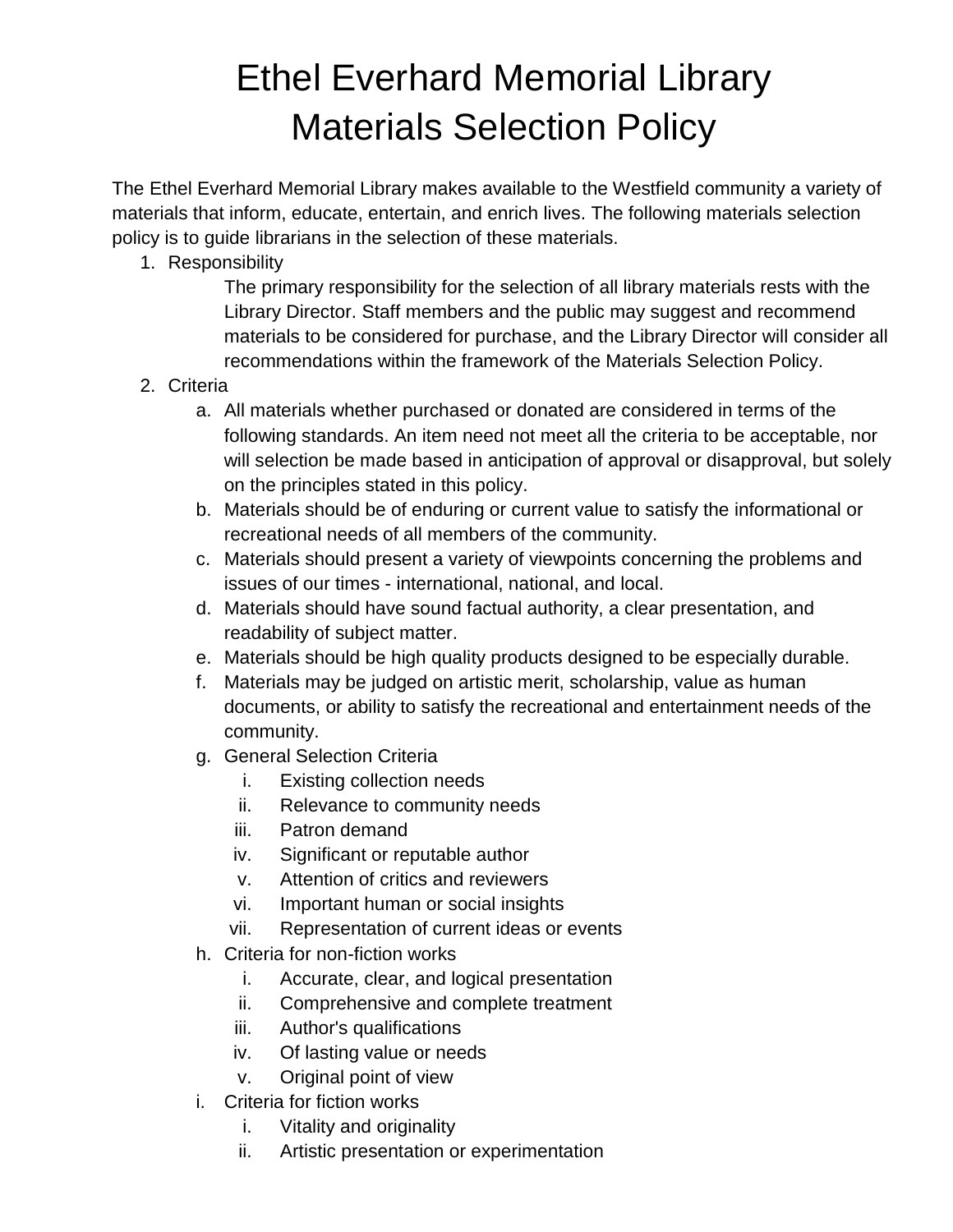# Ethel Everhard Memorial Library
# Materials Selection Policy

The Ethel Everhard Memorial Library makes available to the Westfield community a variety of materials that inform, educate, entertain, and enrich lives. The following materials selection policy is to guide librarians in the selection of these materials.

1. Responsibility

   The primary responsibility for the selection of all library materials rests with the Library Director. Staff members and the public may suggest and recommend materials to be considered for purchase, and the Library Director will consider all recommendations within the framework of the Materials Selection Policy.

2. Criteria
   a. All materials whether purchased or donated are considered in terms of the following standards. An item need not meet all the criteria to be acceptable, nor will selection be made based in anticipation of approval or disapproval, but solely on the principles stated in this policy.
   b. Materials should be of enduring or current value to satisfy the informational or recreational needs of all members of the community.
   c. Materials should present a variety of viewpoints concerning the problems and issues of our times - international, national, and local.
   d. Materials should have sound factual authority, a clear presentation, and readability of subject matter.
   e. Materials should be high quality products designed to be especially durable.
   f. Materials may be judged on artistic merit, scholarship, value as human documents, or ability to satisfy the recreational and entertainment needs of the community.
   g. General Selection Criteria
      i. Existing collection needs
      ii. Relevance to community needs
      iii. Patron demand
      iv. Significant or reputable author
      v. Attention of critics and reviewers
      vi. Important human or social insights
      vii. Representation of current ideas or events
   h. Criteria for non-fiction works
      i. Accurate, clear, and logical presentation
      ii. Comprehensive and complete treatment
      iii. Author's qualifications
      iv. Of lasting value or needs
      v. Original point of view
   i. Criteria for fiction works
      i. Vitality and originality
      ii. Artistic presentation or experimentation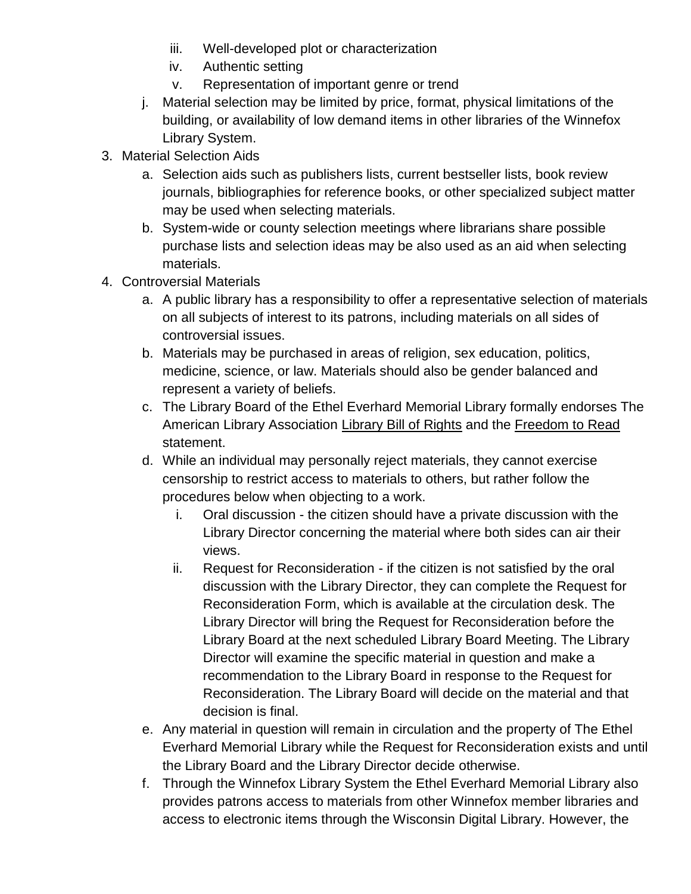iii. Well-developed plot or characterization
   iv. Authentic setting
   v. Representation of important genre or trend

j. Material selection may be limited by price, format, physical limitations of the building, or availability of low demand items in other libraries of the Winnefox Library System.

3. Material Selection Aids
   a. Selection aids such as publishers lists, current bestseller lists, book review journals, bibliographies for reference books, or other specialized subject matter may be used when selecting materials.
   b. System-wide or county selection meetings where librarians share possible purchase lists and selection ideas may be also used as an aid when selecting materials.
4. Controversial Materials
   a. A public library has a responsibility to offer a representative selection of materials on all subjects of interest to its patrons, including materials on all sides of controversial issues.
   b. Materials may be purchased in areas of religion, sex education, politics, medicine, science, or law. Materials should also be gender balanced and represent a variety of beliefs.
   c. The Library Board of the Ethel Everhard Memorial Library formally endorses The American Library Association Library Bill of Rights and the Freedom to Read statement.
   d. While an individual may personally reject materials, they cannot exercise censorship to restrict access to materials to others, but rather follow the procedures below when objecting to a work.
      i. Oral discussion - the citizen should have a private discussion with the Library Director concerning the material where both sides can air their views.
      ii. Request for Reconsideration - if the citizen is not satisfied by the oral discussion with the Library Director, they can complete the Request for Reconsideration Form, which is available at the circulation desk. The Library Director will bring the Request for Reconsideration before the Library Board at the next scheduled Library Board Meeting. The Library Director will examine the specific material in question and make a recommendation to the Library Board in response to the Request for Reconsideration. The Library Board will decide on the material and that decision is final.
   e. Any material in question will remain in circulation and the property of The Ethel Everhard Memorial Library while the Request for Reconsideration exists and until the Library Board and the Library Director decide otherwise.
   f. Through the Winnefox Library System the Ethel Everhard Memorial Library also provides patrons access to materials from other Winnefox member libraries and access to electronic items through the Wisconsin Digital Library. However, the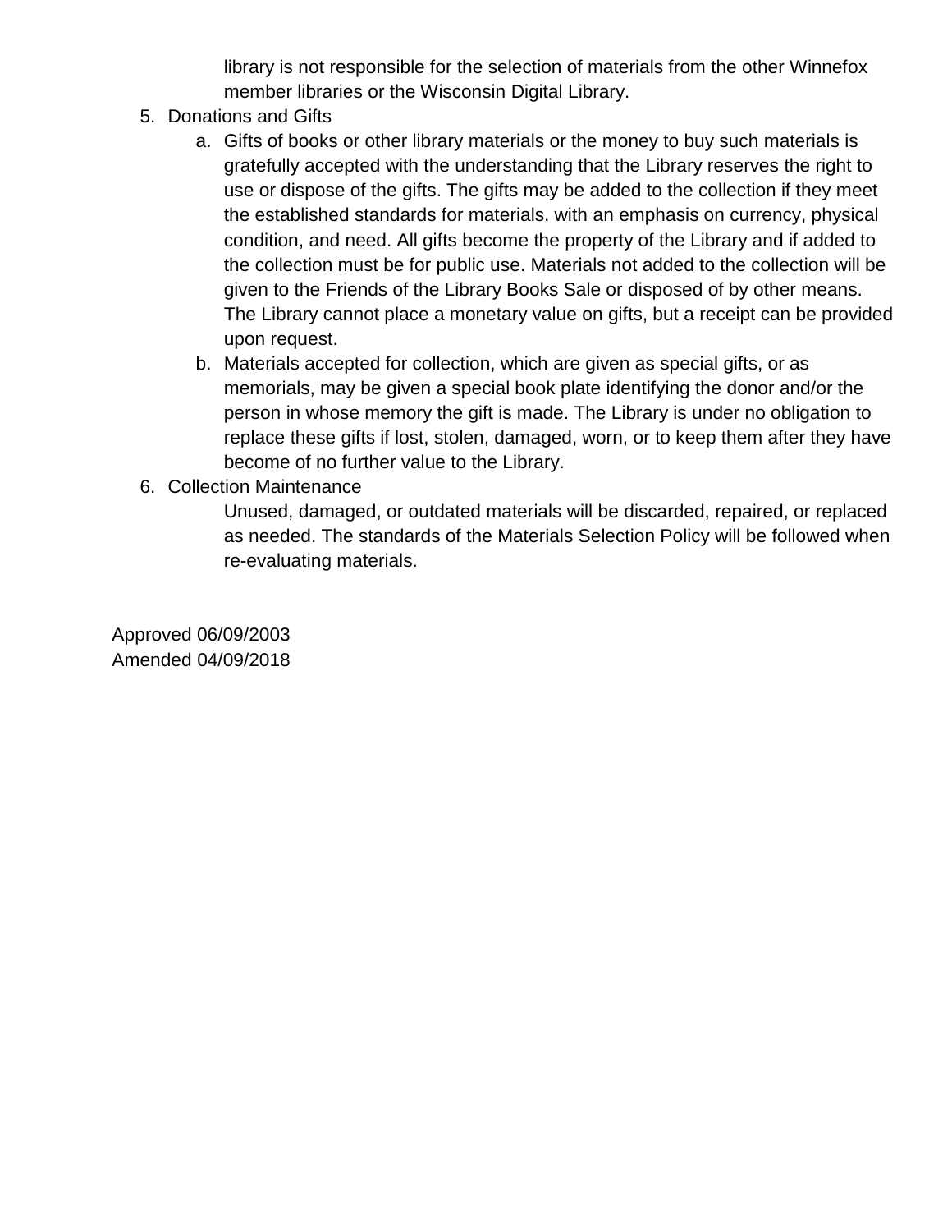library is not responsible for the selection of materials from the other Winnefox member libraries or the Wisconsin Digital Library.

5. Donations and Gifts
   a. Gifts of books or other library materials or the money to buy such materials is gratefully accepted with the understanding that the Library reserves the right to use or dispose of the gifts. The gifts may be added to the collection if they meet the established standards for materials, with an emphasis on currency, physical condition, and need. All gifts become the property of the Library and if added to the collection must be for public use. Materials not added to the collection will be given to the Friends of the Library Books Sale or disposed of by other means. The Library cannot place a monetary value on gifts, but a receipt can be provided upon request.
   b. Materials accepted for collection, which are given as special gifts, or as memorials, may be given a special book plate identifying the donor and/or the person in whose memory the gift is made. The Library is under no obligation to replace these gifts if lost, stolen, damaged, worn, or to keep them after they have become of no further value to the Library.
6. Collection Maintenance

   Unused, damaged, or outdated materials will be discarded, repaired, or replaced as needed. The standards of the Materials Selection Policy will be followed when re-evaluating materials.

Approved 06/09/2003
Amended 04/09/2018